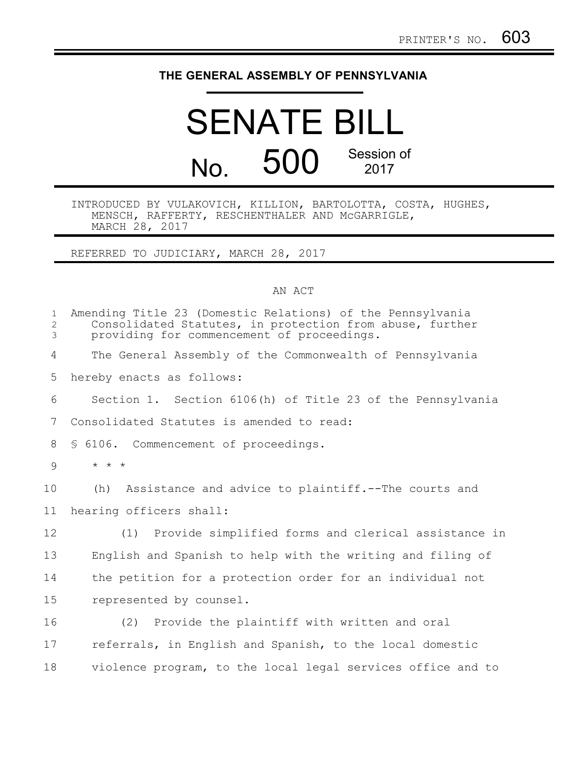PRINTER'S NO. 603

**THE GENERAL ASSEMBLY OF PENNSYLVANIA**

# SENATE BILL

## No. 500 Session of 2017

INTRODUCED BY VULAKOVICH, KILLION, BARTOLOTTA, COSTA, HUGHES, MENSCH, RAFFERTY, RESCHENTHALER AND McGARRIGLE, MARCH 28, 2017

REFERRED TO JUDICIARY, MARCH 28, 2017

AN ACT

Amending Title 23 (Domestic Relations) of the Pennsylvania Consolidated Statutes, in protection from abuse, further providing for commencement of proceedings.

The General Assembly of the Commonwealth of Pennsylvania hereby enacts as follows:

Section 1. Section 6106(h) of Title 23 of the Pennsylvania Consolidated Statutes is amended to read:

§ 6106. Commencement of proceedings.

\* \* \*

(h) Assistance and advice to plaintiff.--The courts and hearing officers shall:

(1) Provide simplified forms and clerical assistance in English and Spanish to help with the writing and filing of the petition for a protection order for an individual not represented by counsel.

(2) Provide the plaintiff with written and oral referrals, in English and Spanish, to the local domestic violence program, to the local legal services office and to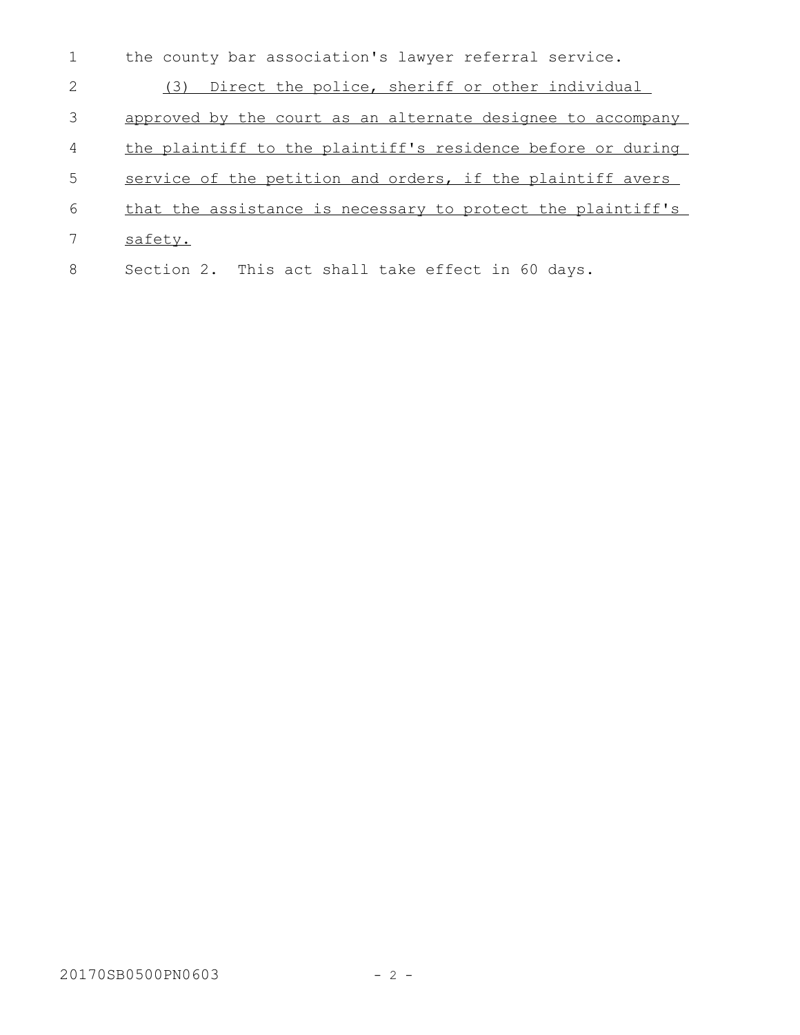the county bar association's lawyer referral service.

<u>(3) Direct the police, sheriff or other individual approved by the court as an alternate designee to accompany the plaintiff to the plaintiff's residence before or during service of the petition and orders, if the plaintiff avers that the assistance is necessary to protect the plaintiff's safety.</u>

Section 2. This act shall take effect in 60 days.